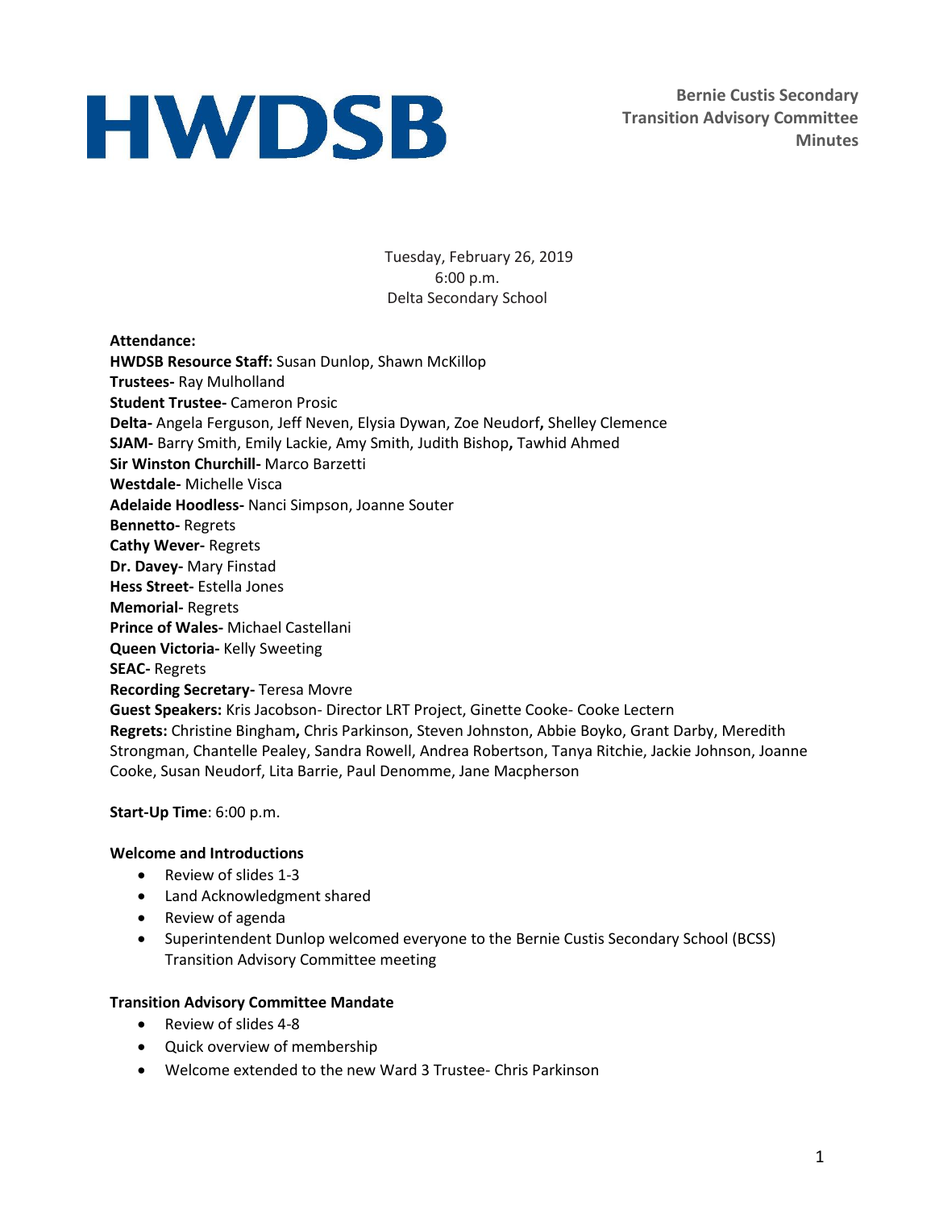HWDSB

**Bernie Custis Secondary**
**Transition Advisory Committee**
**Minutes**

Tuesday, February 26, 2019
6:00 p.m.
Delta Secondary School

**Attendance:**
**HWDSB Resource Staff:** Susan Dunlop, Shawn McKillop
**Trustees-** Ray Mulholland
**Student Trustee-** Cameron Prosic
**Delta-** Angela Ferguson, Jeff Neven, Elysia Dywan, Zoe Neudorf, Shelley Clemence
**SJAM-** Barry Smith, Emily Lackie, Amy Smith, Judith Bishop, Tawhid Ahmed
**Sir Winston Churchill-** Marco Barzetti
**Westdale-** Michelle Visca
**Adelaide Hoodless-** Nanci Simpson, Joanne Souter
**Bennetto-** Regrets
**Cathy Wever-** Regrets
**Dr. Davey-** Mary Finstad
**Hess Street-** Estella Jones
**Memorial-** Regrets
**Prince of Wales-** Michael Castellani
**Queen Victoria-** Kelly Sweeting
**SEAC-** Regrets
**Recording Secretary-** Teresa Movre
**Guest Speakers:** Kris Jacobson- Director LRT Project, Ginette Cooke- Cooke Lectern
**Regrets:** Christine Bingham, Chris Parkinson, Steven Johnston, Abbie Boyko, Grant Darby, Meredith Strongman, Chantelle Pealey, Sandra Rowell, Andrea Robertson, Tanya Ritchie, Jackie Johnson, Joanne Cooke, Susan Neudorf, Lita Barrie, Paul Denomme, Jane Macpherson

**Start-Up Time**: 6:00 p.m.

**Welcome and Introductions**

- Review of slides 1-3
- Land Acknowledgment shared
- Review of agenda
- Superintendent Dunlop welcomed everyone to the Bernie Custis Secondary School (BCSS) Transition Advisory Committee meeting

**Transition Advisory Committee Mandate**

- Review of slides 4-8
- Quick overview of membership
- Welcome extended to the new Ward 3 Trustee- Chris Parkinson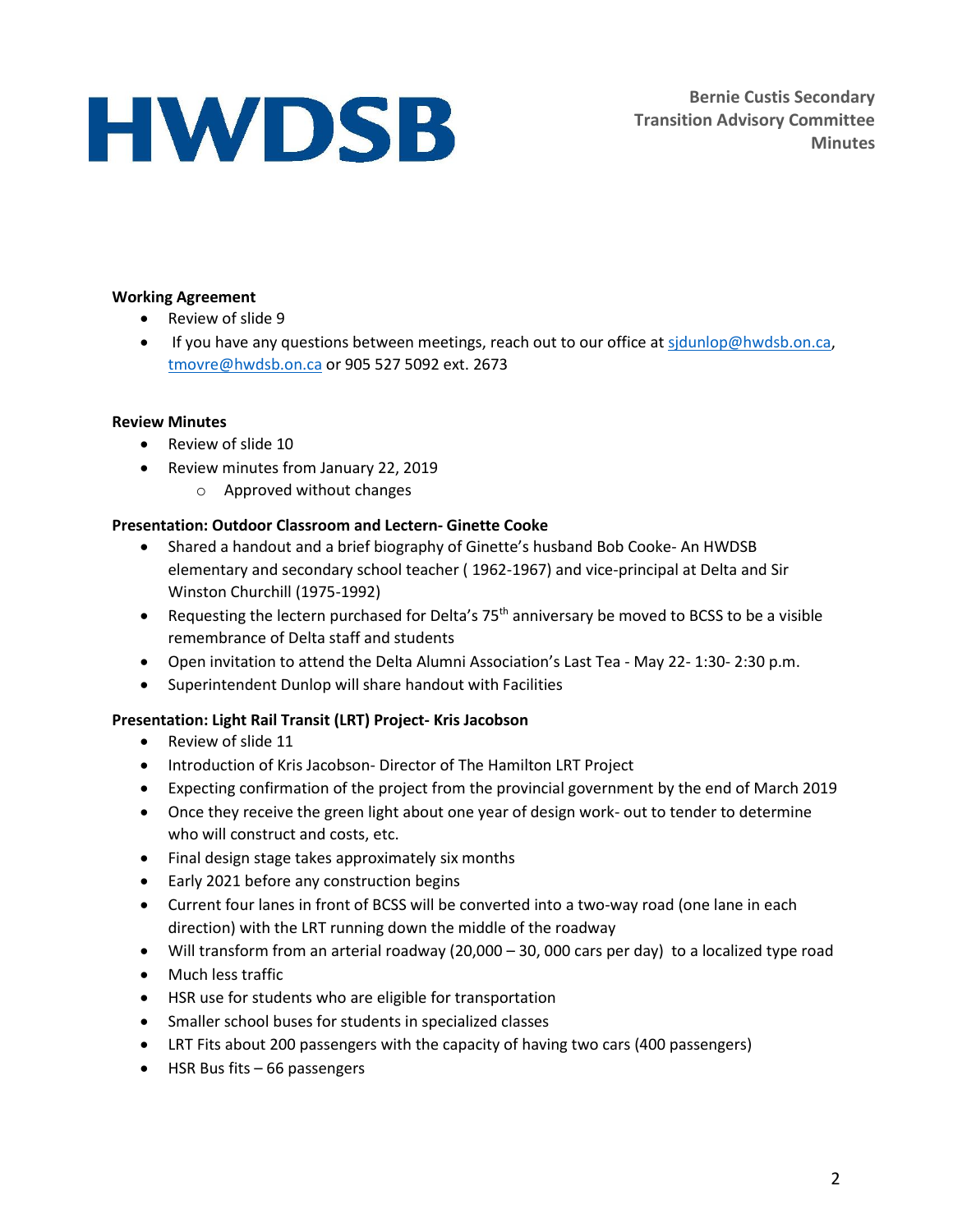**Working Agreement**

- Review of slide 9
- If you have any questions between meetings, reach out to our office at sjdunlop@hwdsb.on.ca, tmovre@hwdsb.on.ca or 905 527 5092 ext. 2673

**Review Minutes**

- Review of slide 10
- Review minutes from January 22, 2019
    - Approved without changes

**Presentation: Outdoor Classroom and Lectern- Ginette Cooke**

- Shared a handout and a brief biography of Ginette's husband Bob Cooke- An HWDSB elementary and secondary school teacher ( 1962-1967) and vice-principal at Delta and Sir Winston Churchill (1975-1992)
- Requesting the lectern purchased for Delta's 75th anniversary be moved to BCSS to be a visible remembrance of Delta staff and students
- Open invitation to attend the Delta Alumni Association's Last Tea - May 22- 1:30- 2:30 p.m.
- Superintendent Dunlop will share handout with Facilities

**Presentation: Light Rail Transit (LRT) Project- Kris Jacobson**

- Review of slide 11
- Introduction of Kris Jacobson- Director of The Hamilton LRT Project
- Expecting confirmation of the project from the provincial government by the end of March 2019
- Once they receive the green light about one year of design work- out to tender to determine who will construct and costs, etc.
- Final design stage takes approximately six months
- Early 2021 before any construction begins
- Current four lanes in front of BCSS will be converted into a two-way road (one lane in each direction) with the LRT running down the middle of the roadway
- Will transform from an arterial roadway (20,000 – 30, 000 cars per day) to a localized type road
- Much less traffic
- HSR use for students who are eligible for transportation
- Smaller school buses for students in specialized classes
- LRT Fits about 200 passengers with the capacity of having two cars (400 passengers)
- HSR Bus fits – 66 passengers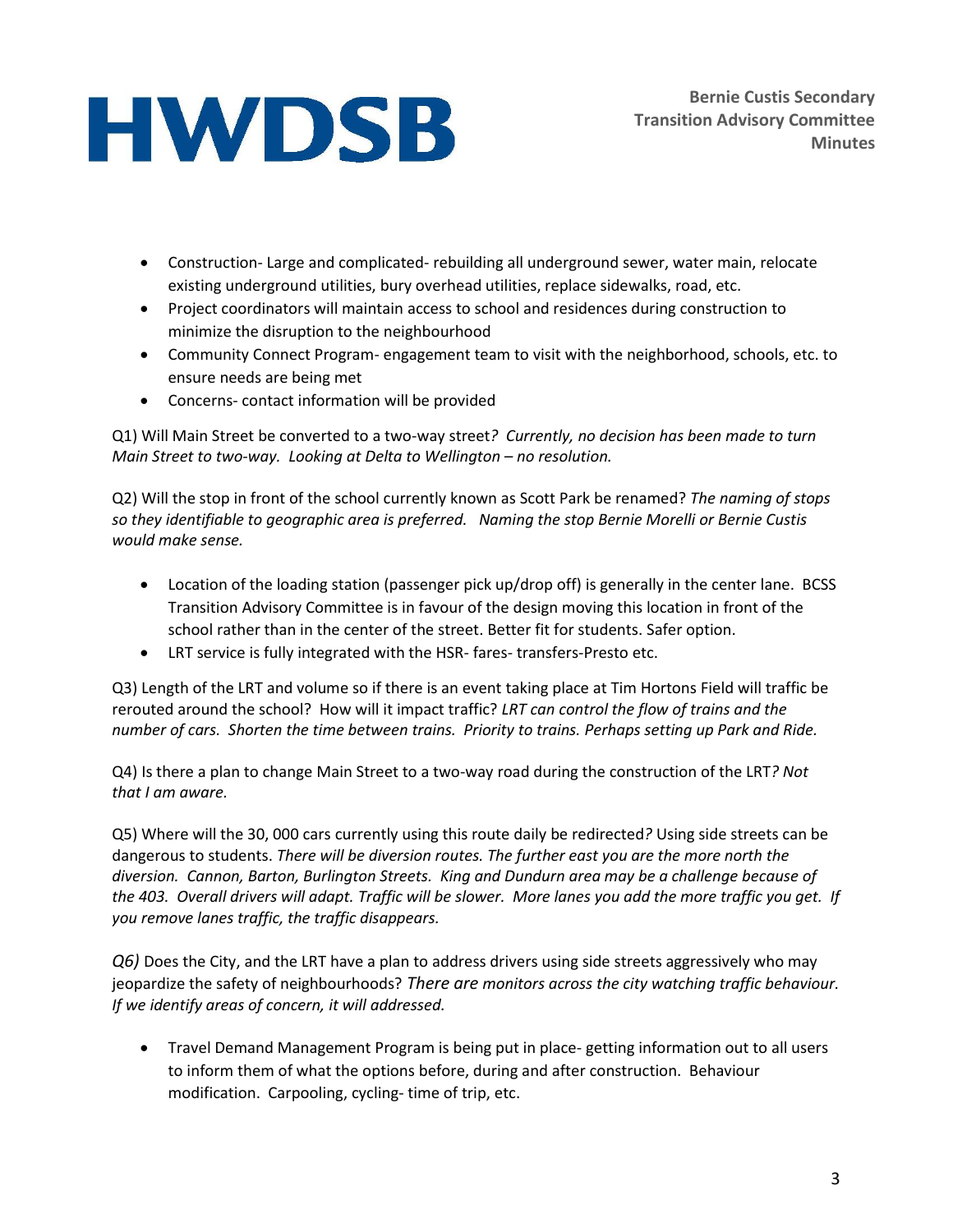- Construction- Large and complicated- rebuilding all underground sewer, water main, relocate existing underground utilities, bury overhead utilities, replace sidewalks, road, etc.
- Project coordinators will maintain access to school and residences during construction to minimize the disruption to the neighbourhood
- Community Connect Program- engagement team to visit with the neighborhood, schools, etc. to ensure needs are being met
- Concerns- contact information will be provided

Q1) Will Main Street be converted to a two-way street*? Currently, no decision has been made to turn Main Street to two-way. Looking at Delta to Wellington – no resolution.*

Q2) Will the stop in front of the school currently known as Scott Park be renamed? *The naming of stops so they identifiable to geographic area is preferred. Naming the stop Bernie Morelli or Bernie Custis would make sense.*

- Location of the loading station (passenger pick up/drop off) is generally in the center lane. BCSS Transition Advisory Committee is in favour of the design moving this location in front of the school rather than in the center of the street. Better fit for students. Safer option.
- LRT service is fully integrated with the HSR- fares- transfers-Presto etc.

Q3) Length of the LRT and volume so if there is an event taking place at Tim Hortons Field will traffic be rerouted around the school? How will it impact traffic? *LRT can control the flow of trains and the number of cars. Shorten the time between trains. Priority to trains. Perhaps setting up Park and Ride.*

Q4) Is there a plan to change Main Street to a two-way road during the construction of the LRT*? Not that I am aware.*

Q5) Where will the 30, 000 cars currently using this route daily be redirected*?* Using side streets can be dangerous to students. *There will be diversion routes. The further east you are the more north the diversion. Cannon, Barton, Burlington Streets. King and Dundurn area may be a challenge because of the 403. Overall drivers will adapt. Traffic will be slower. More lanes you add the more traffic you get. If you remove lanes traffic, the traffic disappears.*

*Q6)* Does the City, and the LRT have a plan to address drivers using side streets aggressively who may jeopardize the safety of neighbourhoods? *There are monitors across the city watching traffic behaviour. If we identify areas of concern, it will addressed.*

- Travel Demand Management Program is being put in place- getting information out to all users to inform them of what the options before, during and after construction. Behaviour modification. Carpooling, cycling- time of trip, etc.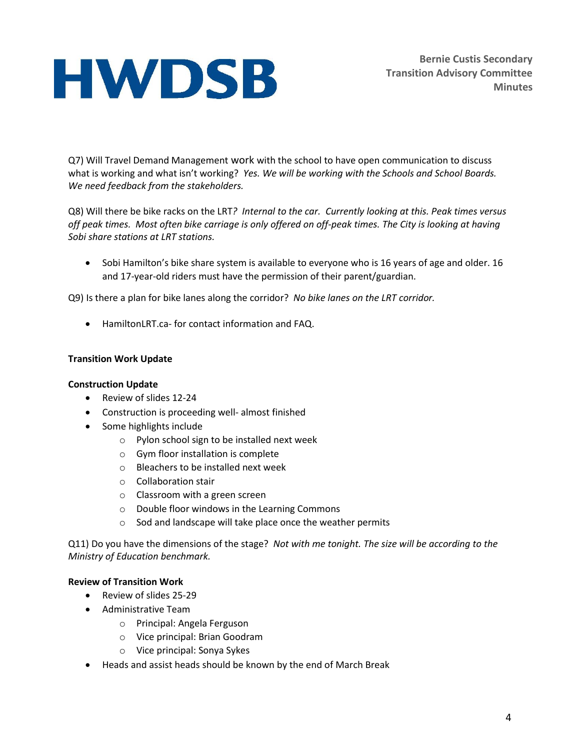Q7) Will Travel Demand Management work with the school to have open communication to discuss what is working and what isn't working? *Yes. We will be working with the Schools and School Boards. We need feedback from the stakeholders.*

Q8) Will there be bike racks on the LRT? *Internal to the car. Currently looking at this. Peak times versus off peak times. Most often bike carriage is only offered on off-peak times. The City is looking at having Sobi share stations at LRT stations.*

- Sobi Hamilton's bike share system is available to everyone who is 16 years of age and older. 16 and 17-year-old riders must have the permission of their parent/guardian.

Q9) Is there a plan for bike lanes along the corridor? *No bike lanes on the LRT corridor.*

- HamiltonLRT.ca- for contact information and FAQ.

**Transition Work Update**

**Construction Update**

- Review of slides 12-24
- Construction is proceeding well- almost finished
- Some highlights include
  - Pylon school sign to be installed next week
  - Gym floor installation is complete
  - Bleachers to be installed next week
  - Collaboration stair
  - Classroom with a green screen
  - Double floor windows in the Learning Commons
  - Sod and landscape will take place once the weather permits

Q11) Do you have the dimensions of the stage? *Not with me tonight. The size will be according to the Ministry of Education benchmark.*

**Review of Transition Work**

- Review of slides 25-29
- Administrative Team
  - Principal: Angela Ferguson
  - Vice principal: Brian Goodram
  - Vice principal: Sonya Sykes
- Heads and assist heads should be known by the end of March Break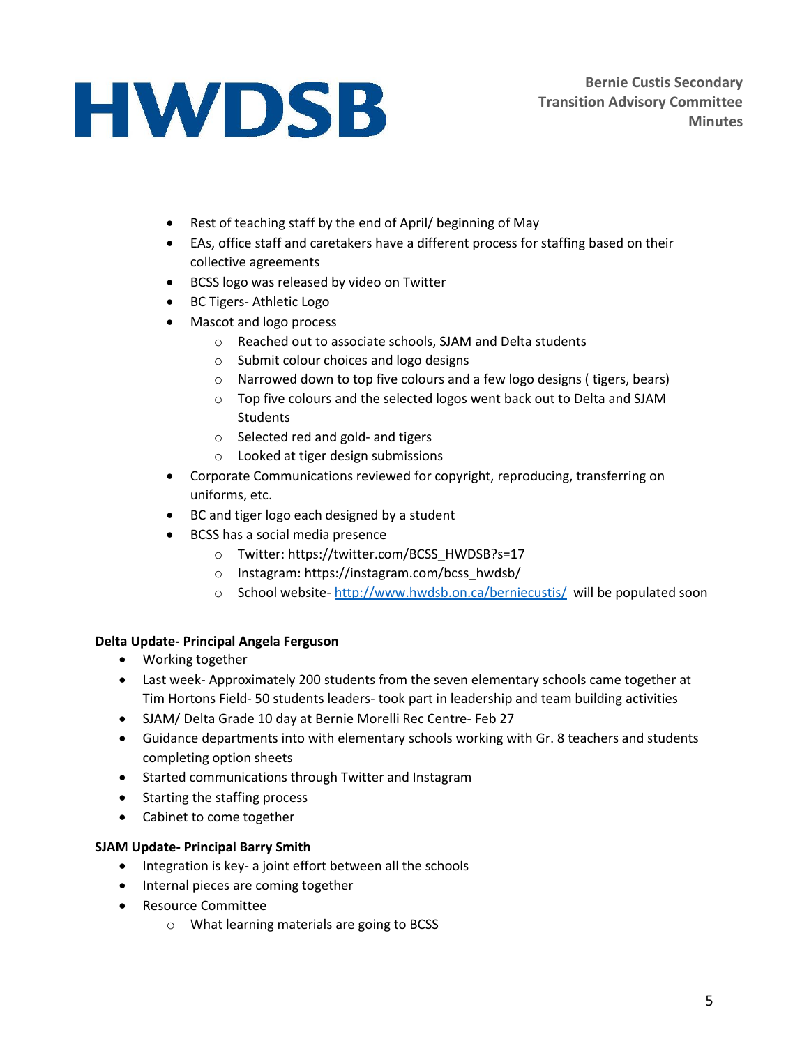- Rest of teaching staff by the end of April/ beginning of May
- EAs, office staff and caretakers have a different process for staffing based on their collective agreements
- BCSS logo was released by video on Twitter
- BC Tigers- Athletic Logo
- Mascot and logo process
  - Reached out to associate schools, SJAM and Delta students
  - Submit colour choices and logo designs
  - Narrowed down to top five colours and a few logo designs ( tigers, bears)
  - Top five colours and the selected logos went back out to Delta and SJAM Students
  - Selected red and gold- and tigers
  - Looked at tiger design submissions
- Corporate Communications reviewed for copyright, reproducing, transferring on uniforms, etc.
- BC and tiger logo each designed by a student
- BCSS has a social media presence
  - Twitter: https://twitter.com/BCSS_HWDSB?s=17
  - Instagram: https://instagram.com/bcss_hwdsb/
  - School website- [http://www.hwdsb.on.ca/berniecustis/](http://www.hwdsb.on.ca/berniecustis/) will be populated soon

**Delta Update- Principal Angela Ferguson**

- Working together
- Last week- Approximately 200 students from the seven elementary schools came together at Tim Hortons Field- 50 students leaders- took part in leadership and team building activities
- SJAM/ Delta Grade 10 day at Bernie Morelli Rec Centre- Feb 27
- Guidance departments into with elementary schools working with Gr. 8 teachers and students completing option sheets
- Started communications through Twitter and Instagram
- Starting the staffing process
- Cabinet to come together

**SJAM Update- Principal Barry Smith**

- Integration is key- a joint effort between all the schools
- Internal pieces are coming together
- Resource Committee
  - What learning materials are going to BCSS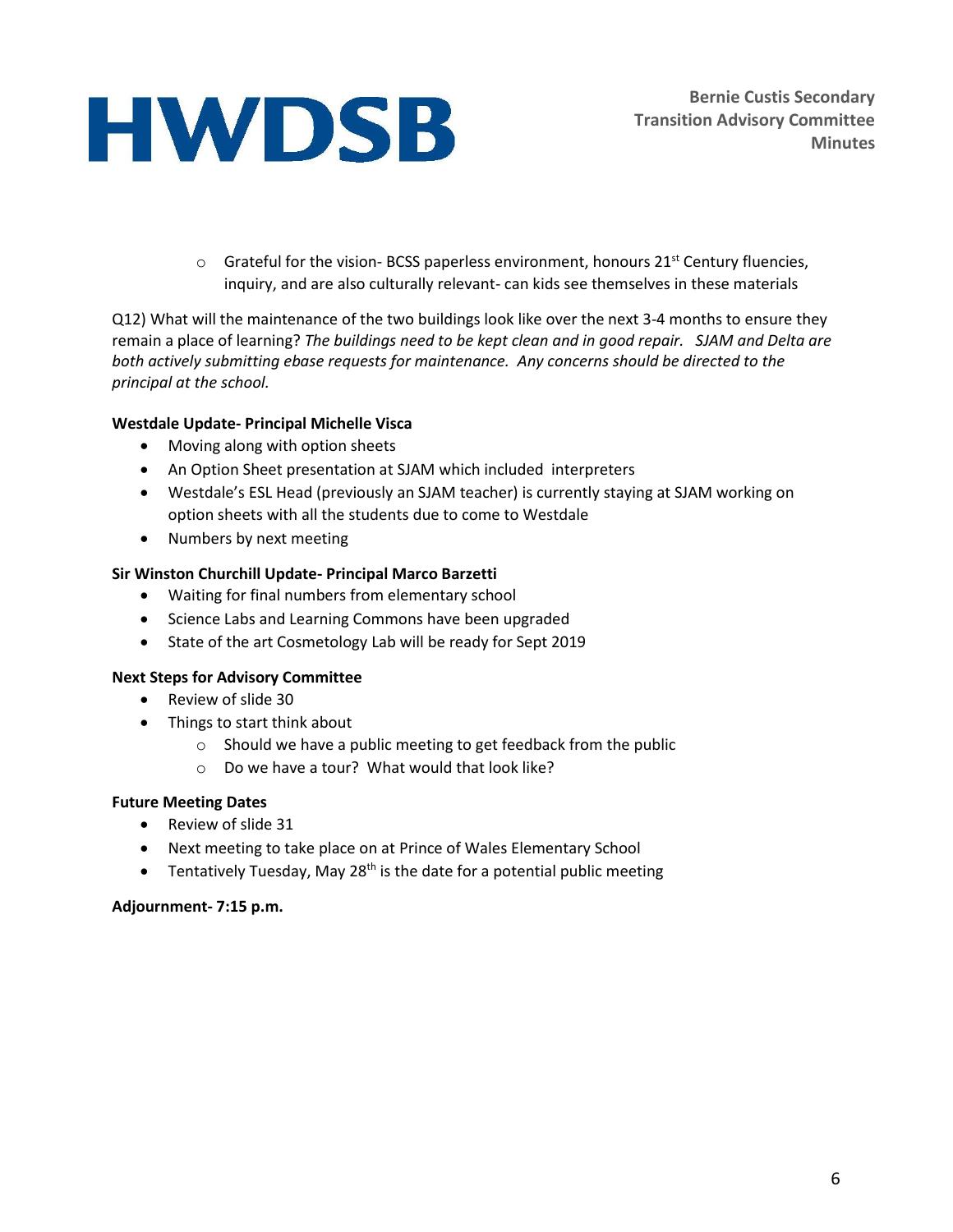- Grateful for the vision- BCSS paperless environment, honours 21st Century fluencies, inquiry, and are also culturally relevant- can kids see themselves in these materials

Q12) What will the maintenance of the two buildings look like over the next 3-4 months to ensure they remain a place of learning? *The buildings need to be kept clean and in good repair. SJAM and Delta are both actively submitting ebase requests for maintenance. Any concerns should be directed to the principal at the school.*

**Westdale Update- Principal Michelle Visca**

- Moving along with option sheets
- An Option Sheet presentation at SJAM which included interpreters
- Westdale's ESL Head (previously an SJAM teacher) is currently staying at SJAM working on option sheets with all the students due to come to Westdale
- Numbers by next meeting

**Sir Winston Churchill Update- Principal Marco Barzetti**

- Waiting for final numbers from elementary school
- Science Labs and Learning Commons have been upgraded
- State of the art Cosmetology Lab will be ready for Sept 2019

**Next Steps for Advisory Committee**

- Review of slide 30
- Things to start think about
  - Should we have a public meeting to get feedback from the public
  - Do we have a tour? What would that look like?

**Future Meeting Dates**

- Review of slide 31
- Next meeting to take place on at Prince of Wales Elementary School
- Tentatively Tuesday, May 28th is the date for a potential public meeting

**Adjournment- 7:15 p.m.**